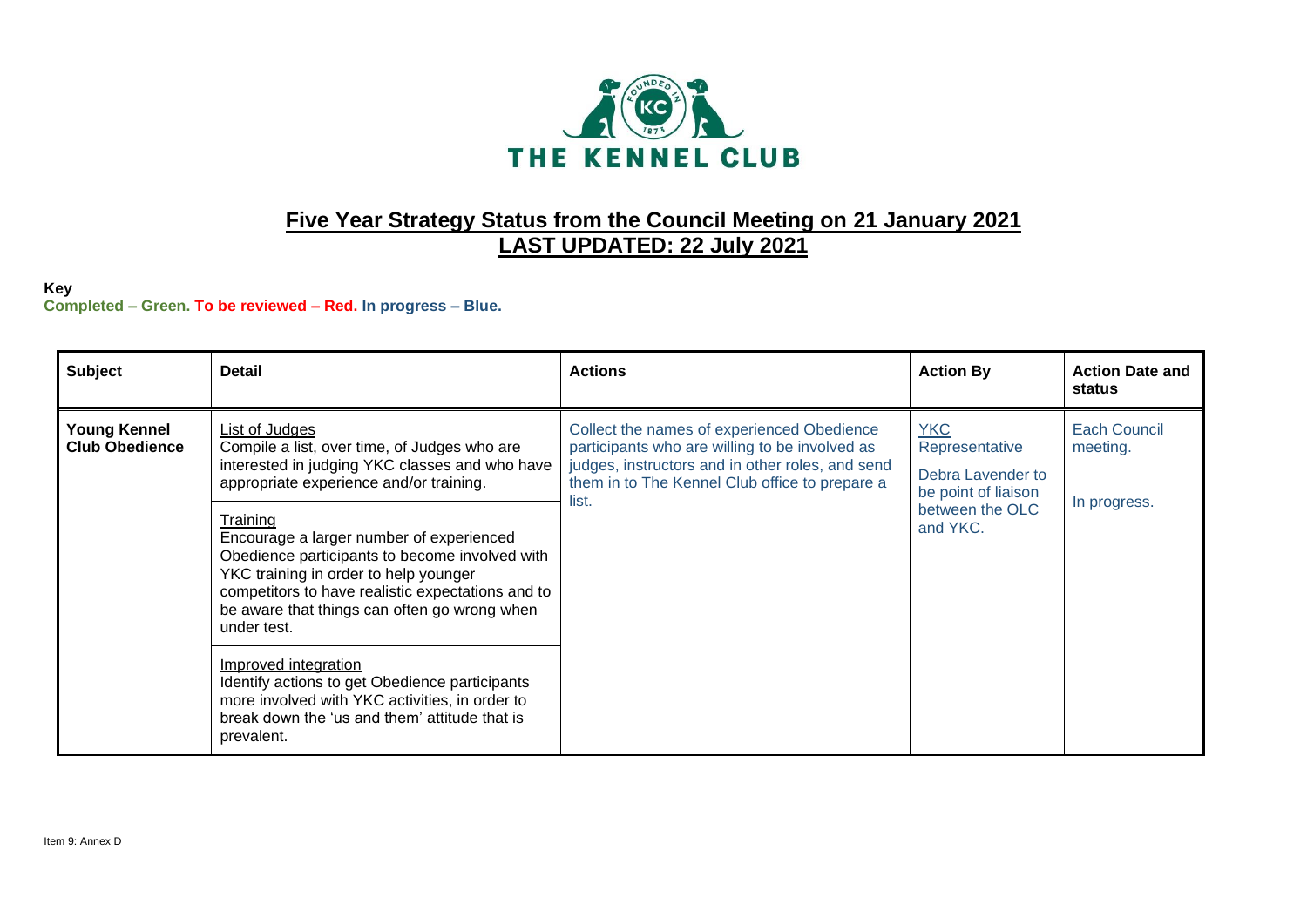THE KENNEL CLUB

# Five Year Strategy Status from the Council Meeting on 21 January 2021
## LAST UPDATED: 22 July 2021

**Key**
**Completed – Green. To be reviewed – Red. In progress – Blue.**

| Subject | Detail | Actions | Action By | Action Date and status |
|---|---|---|---|---|
| **Young Kennel Club Obedience** | List of Judges<br>Compile a list, over time, of Judges who are interested in judging YKC classes and who have appropriate experience and/or training.<br><br>Training<br>Encourage a larger number of experienced Obedience participants to become involved with YKC training in order to help younger competitors to have realistic expectations and to be aware that things can often go wrong when under test.<br><br>Improved integration<br>Identify actions to get Obedience participants more involved with YKC activities, in order to break down the 'us and them' attitude that is prevalent. | Collect the names of experienced Obedience participants who are willing to be involved as judges, instructors and in other roles, and send them in to The Kennel Club office to prepare a list. | YKC Representative<br><br>Debra Lavender to be point of liaison between the OLC and YKC. | Each Council meeting.<br><br>In progress. |

Item 9: Annex D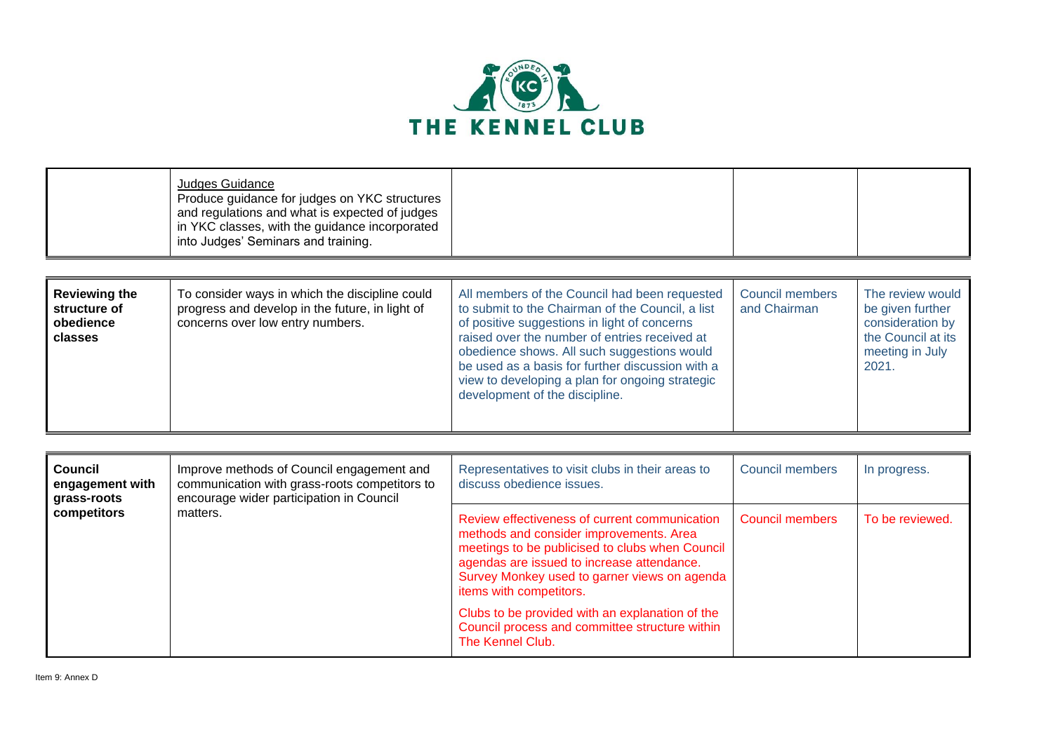| | Judges Guidance<br>Produce guidance for judges on YKC structures and regulations and what is expected of judges in YKC classes, with the guidance incorporated into Judges' Seminars and training. | | | |
|---|---|---|---|---|

| **Reviewing the structure of obedience classes** | To consider ways in which the discipline could progress and develop in the future, in light of concerns over low entry numbers. | All members of the Council had been requested to submit to the Chairman of the Council, a list of positive suggestions in light of concerns raised over the number of entries received at obedience shows. All such suggestions would be used as a basis for further discussion with a view to developing a plan for ongoing strategic development of the discipline. | Council members and Chairman | The review would be given further consideration by the Council at its meeting in July 2021. |
|---|---|---|---|---|

| **Council engagement with grass-roots competitors** | Improve methods of Council engagement and communication with grass-roots competitors to encourage wider participation in Council matters. | Representatives to visit clubs in their areas to discuss obedience issues. | Council members | In progress. |
|---|---|---|---|---|
| | | Review effectiveness of current communication methods and consider improvements. Area meetings to be publicised to clubs when Council agendas are issued to increase attendance. Survey Monkey used to garner views on agenda items with competitors.<br><br>Clubs to be provided with an explanation of the Council process and committee structure within The Kennel Club. | Council members | To be reviewed. |

Item 9: Annex D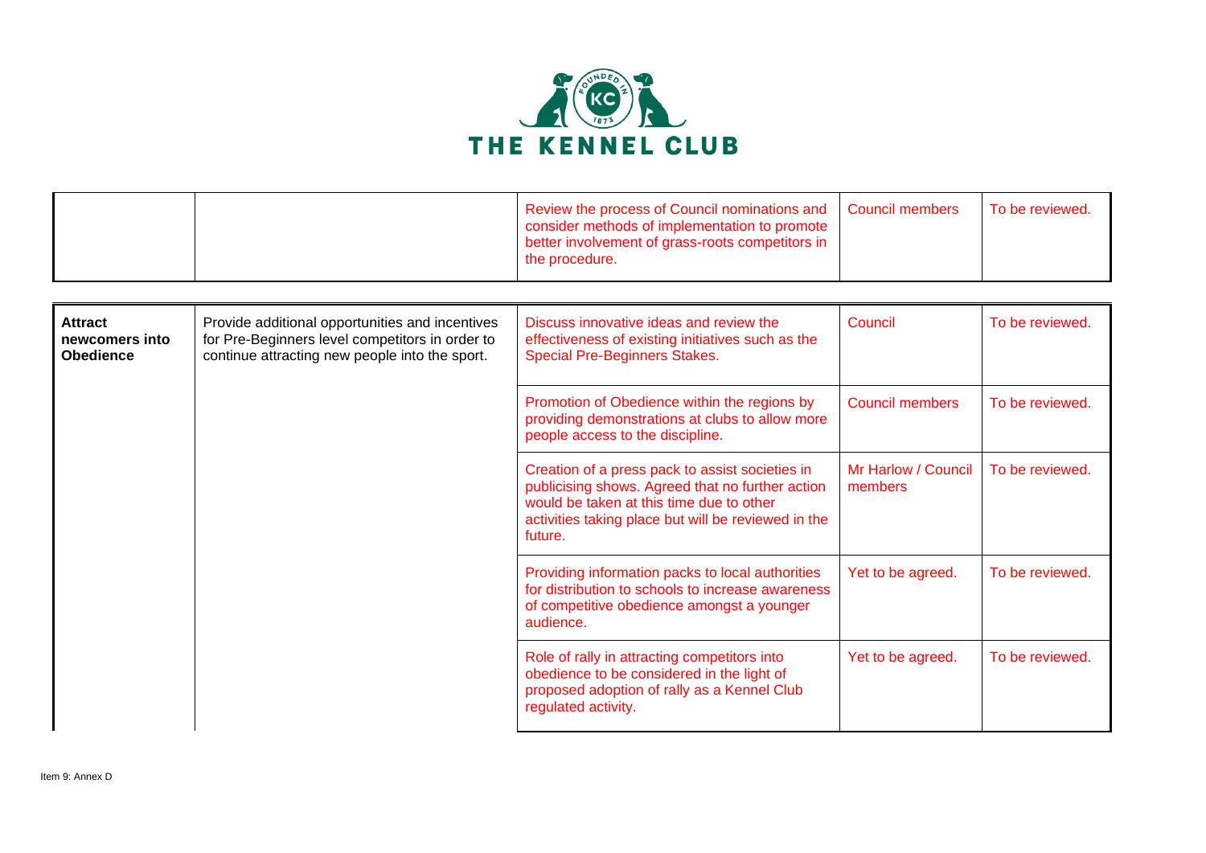| | | Review the process of Council nominations and consider methods of implementation to promote better involvement of grass-roots competitors in the procedure. | Council members | To be reviewed. |
|---|---|---|---|---|

| | | | | |
|---|---|---|---|---|
| **Attract newcomers into Obedience** | Provide additional opportunities and incentives for Pre-Beginners level competitors in order to continue attracting new people into the sport. | Discuss innovative ideas and review the effectiveness of existing initiatives such as the Special Pre-Beginners Stakes. | Council | To be reviewed. |
| | | Promotion of Obedience within the regions by providing demonstrations at clubs to allow more people access to the discipline. | Council members | To be reviewed. |
| | | Creation of a press pack to assist societies in publicising shows. Agreed that no further action would be taken at this time due to other activities taking place but will be reviewed in the future. | Mr Harlow / Council members | To be reviewed. |
| | | Providing information packs to local authorities for distribution to schools to increase awareness of competitive obedience amongst a younger audience. | Yet to be agreed. | To be reviewed. |
| | | Role of rally in attracting competitors into obedience to be considered in the light of proposed adoption of rally as a Kennel Club regulated activity. | Yet to be agreed. | To be reviewed. |

Item 9: Annex D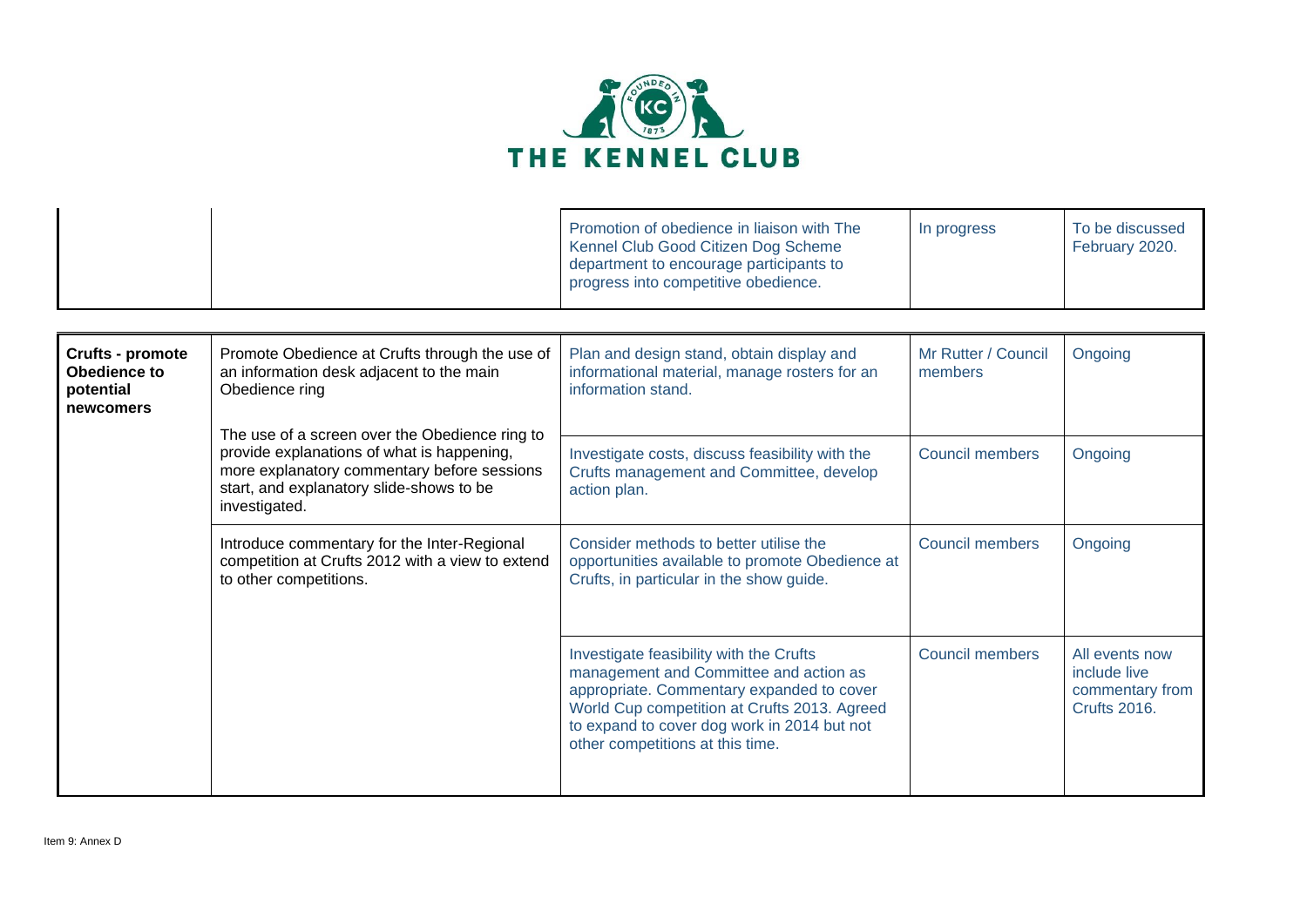| | | | | |
|---|---|---|---|---|
| | | Promotion of obedience in liaison with The Kennel Club Good Citizen Dog Scheme department to encourage participants to progress into competitive obedience. | In progress | To be discussed February 2020. |

| | | | | |
|---|---|---|---|---|
| **Crufts - promote Obedience to potential newcomers** | Promote Obedience at Crufts through the use of an information desk adjacent to the main Obedience ring | Plan and design stand, obtain display and informational material, manage rosters for an information stand. | Mr Rutter / Council members | Ongoing |
| | The use of a screen over the Obedience ring to provide explanations of what is happening, more explanatory commentary before sessions start, and explanatory slide-shows to be investigated. | Investigate costs, discuss feasibility with the Crufts management and Committee, develop action plan. | Council members | Ongoing |
| | Introduce commentary for the Inter-Regional competition at Crufts 2012 with a view to extend to other competitions. | Consider methods to better utilise the opportunities available to promote Obedience at Crufts, in particular in the show guide. | Council members | Ongoing |
| | | Investigate feasibility with the Crufts management and Committee and action as appropriate. Commentary expanded to cover World Cup competition at Crufts 2013. Agreed to expand to cover dog work in 2014 but not other competitions at this time. | Council members | All events now include live commentary from Crufts 2016. |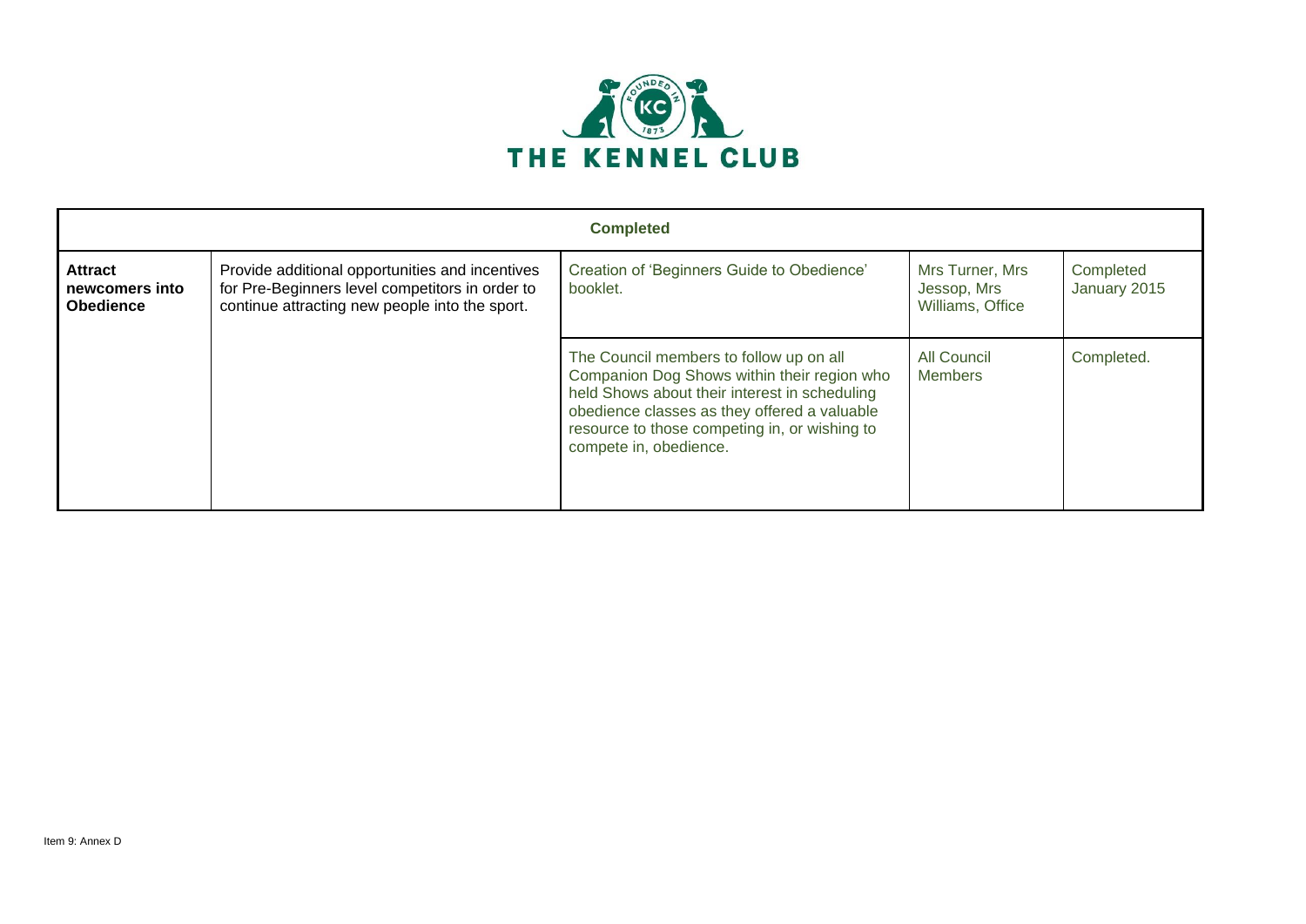THE KENNEL CLUB

| Completed | | | | |
|---|---|---|---|---|
| **Attract newcomers into Obedience** | Provide additional opportunities and incentives for Pre-Beginners level competitors in order to continue attracting new people into the sport. | Creation of 'Beginners Guide to Obedience' booklet. | Mrs Turner, Mrs Jessop, Mrs Williams, Office | Completed January 2015 |
| | | The Council members to follow up on all Companion Dog Shows within their region who held Shows about their interest in scheduling obedience classes as they offered a valuable resource to those competing in, or wishing to compete in, obedience. | All Council Members | Completed. |

Item 9: Annex D